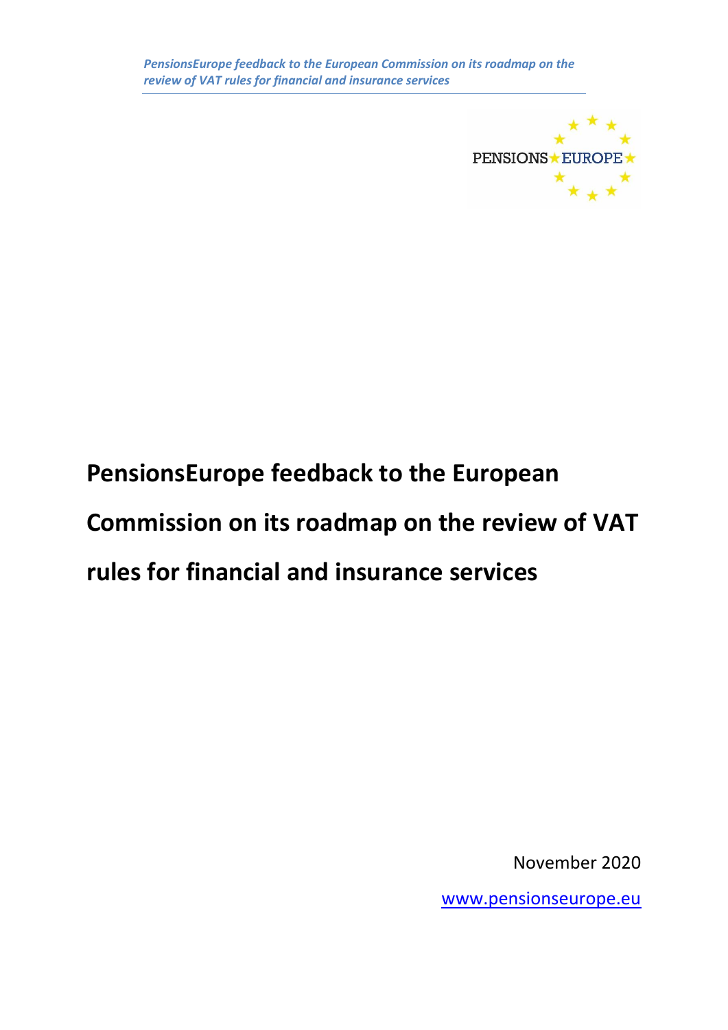# PensionsEurope feedback to the European Commission on its roadmap on the review of VAT rules for financial and insurance services

November 2020

www.pensionseurope.eu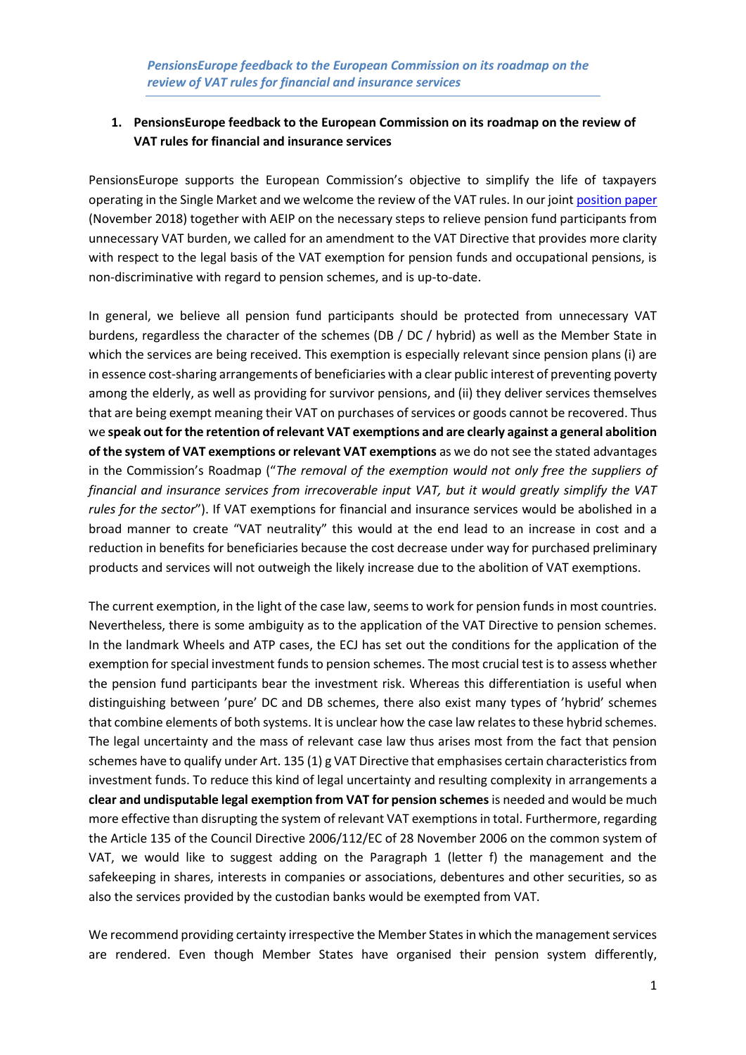*PensionsEurope feedback to the European Commission on its roadmap on the review of VAT rules for financial and insurance services*

## 1. PensionsEurope feedback to the European Commission on its roadmap on the review of VAT rules for financial and insurance services

PensionsEurope supports the European Commission's objective to simplify the life of taxpayers operating in the Single Market and we welcome the review of the VAT rules. In our joint position paper (November 2018) together with AEIP on the necessary steps to relieve pension fund participants from unnecessary VAT burden, we called for an amendment to the VAT Directive that provides more clarity with respect to the legal basis of the VAT exemption for pension funds and occupational pensions, is non-discriminative with regard to pension schemes, and is up-to-date.

In general, we believe all pension fund participants should be protected from unnecessary VAT burdens, regardless the character of the schemes (DB / DC / hybrid) as well as the Member State in which the services are being received. This exemption is especially relevant since pension plans (i) are in essence cost-sharing arrangements of beneficiaries with a clear public interest of preventing poverty among the elderly, as well as providing for survivor pensions, and (ii) they deliver services themselves that are being exempt meaning their VAT on purchases of services or goods cannot be recovered. Thus we **speak out for the retention of relevant VAT exemptions and are clearly against a general abolition of the system of VAT exemptions or relevant VAT exemptions** as we do not see the stated advantages in the Commission's Roadmap ("*The removal of the exemption would not only free the suppliers of financial and insurance services from irrecoverable input VAT, but it would greatly simplify the VAT rules for the sector*"). If VAT exemptions for financial and insurance services would be abolished in a broad manner to create "VAT neutrality" this would at the end lead to an increase in cost and a reduction in benefits for beneficiaries because the cost decrease under way for purchased preliminary products and services will not outweigh the likely increase due to the abolition of VAT exemptions.

The current exemption, in the light of the case law, seems to work for pension funds in most countries. Nevertheless, there is some ambiguity as to the application of the VAT Directive to pension schemes. In the landmark Wheels and ATP cases, the ECJ has set out the conditions for the application of the exemption for special investment funds to pension schemes. The most crucial test is to assess whether the pension fund participants bear the investment risk. Whereas this differentiation is useful when distinguishing between 'pure' DC and DB schemes, there also exist many types of 'hybrid' schemes that combine elements of both systems. It is unclear how the case law relates to these hybrid schemes. The legal uncertainty and the mass of relevant case law thus arises most from the fact that pension schemes have to qualify under Art. 135 (1) g VAT Directive that emphasises certain characteristics from investment funds. To reduce this kind of legal uncertainty and resulting complexity in arrangements a **clear and undisputable legal exemption from VAT for pension schemes** is needed and would be much more effective than disrupting the system of relevant VAT exemptions in total. Furthermore, regarding the Article 135 of the Council Directive 2006/112/EC of 28 November 2006 on the common system of VAT, we would like to suggest adding on the Paragraph 1 (letter f) the management and the safekeeping in shares, interests in companies or associations, debentures and other securities, so as also the services provided by the custodian banks would be exempted from VAT.

We recommend providing certainty irrespective the Member States in which the management services are rendered. Even though Member States have organised their pension system differently,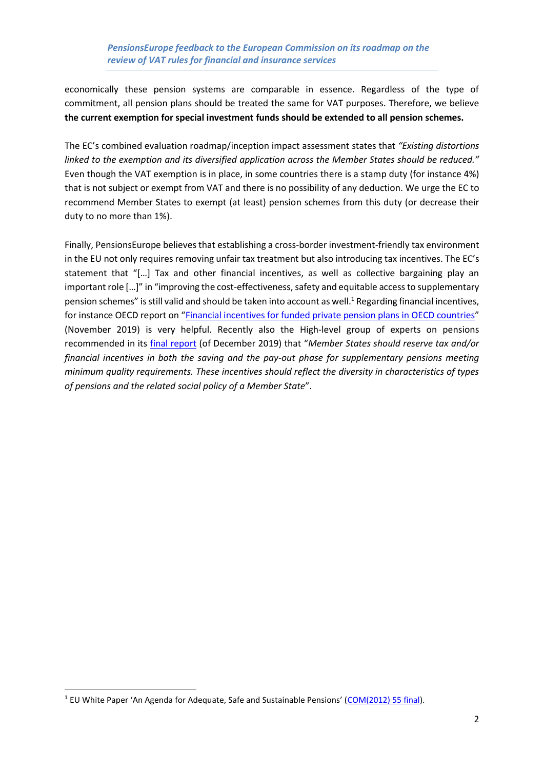economically these pension systems are comparable in essence. Regardless of the type of commitment, all pension plans should be treated the same for VAT purposes. Therefore, we believe **the current exemption for special investment funds should be extended to all pension schemes.**

The EC's combined evaluation roadmap/inception impact assessment states that *"Existing distortions linked to the exemption and its diversified application across the Member States should be reduced."* Even though the VAT exemption is in place, in some countries there is a stamp duty (for instance 4%) that is not subject or exempt from VAT and there is no possibility of any deduction. We urge the EC to recommend Member States to exempt (at least) pension schemes from this duty (or decrease their duty to no more than 1%).

Finally, PensionsEurope believes that establishing a cross-border investment-friendly tax environment in the EU not only requires removing unfair tax treatment but also introducing tax incentives. The EC's statement that "[…] Tax and other financial incentives, as well as collective bargaining play an important role […]" in "improving the cost-effectiveness, safety and equitable access to supplementary pension schemes" is still valid and should be taken into account as well.[1] Regarding financial incentives, for instance OECD report on "Financial incentives for funded private pension plans in OECD countries" (November 2019) is very helpful. Recently also the High-level group of experts on pensions recommended in its final report (of December 2019) that "*Member States should reserve tax and/or financial incentives in both the saving and the pay-out phase for supplementary pensions meeting minimum quality requirements. These incentives should reflect the diversity in characteristics of types of pensions and the related social policy of a Member State*".

---

[1] EU White Paper 'An Agenda for Adequate, Safe and Sustainable Pensions' (COM(2012) 55 final).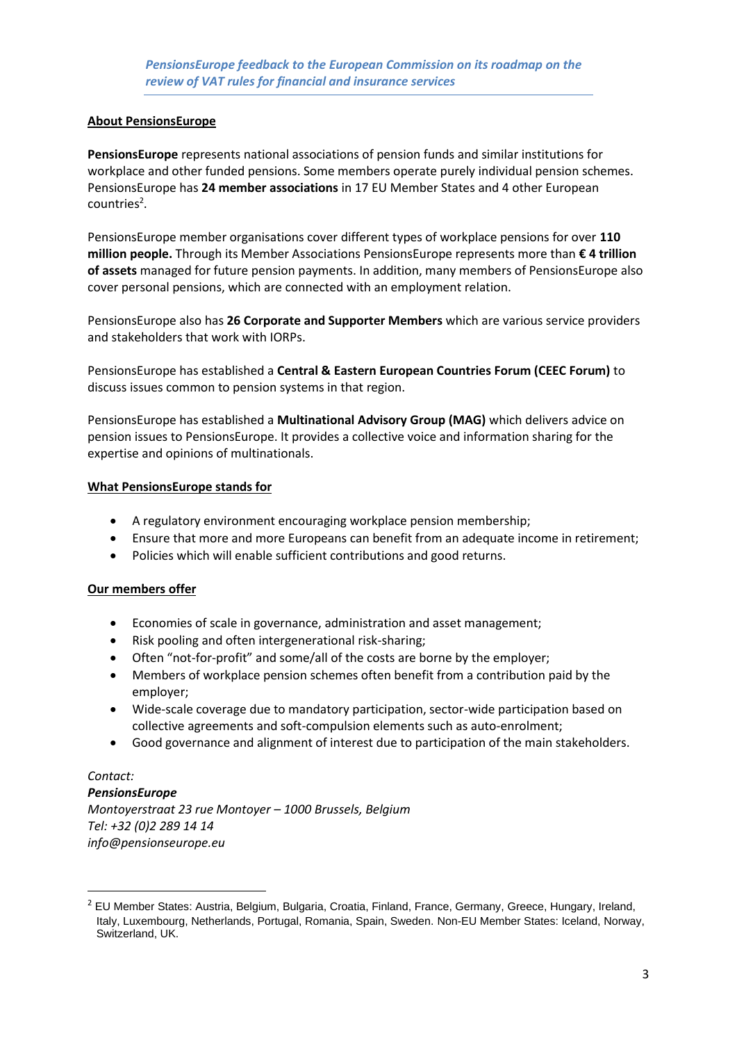*PensionsEurope feedback to the European Commission on its roadmap on the review of VAT rules for financial and insurance services*

**About PensionsEurope**

**PensionsEurope** represents national associations of pension funds and similar institutions for workplace and other funded pensions. Some members operate purely individual pension schemes. PensionsEurope has **24 member associations** in 17 EU Member States and 4 other European countries[2].

PensionsEurope member organisations cover different types of workplace pensions for over **110 million people.** Through its Member Associations PensionsEurope represents more than **€ 4 trillion of assets** managed for future pension payments. In addition, many members of PensionsEurope also cover personal pensions, which are connected with an employment relation.

PensionsEurope also has **26 Corporate and Supporter Members** which are various service providers and stakeholders that work with IORPs.

PensionsEurope has established a **Central & Eastern European Countries Forum (CEEC Forum)** to discuss issues common to pension systems in that region.

PensionsEurope has established a **Multinational Advisory Group (MAG)** which delivers advice on pension issues to PensionsEurope. It provides a collective voice and information sharing for the expertise and opinions of multinationals.

**What PensionsEurope stands for**

- A regulatory environment encouraging workplace pension membership;
- Ensure that more and more Europeans can benefit from an adequate income in retirement;
- Policies which will enable sufficient contributions and good returns.

**Our members offer**

- Economies of scale in governance, administration and asset management;
- Risk pooling and often intergenerational risk-sharing;
- Often "not-for-profit" and some/all of the costs are borne by the employer;
- Members of workplace pension schemes often benefit from a contribution paid by the employer;
- Wide-scale coverage due to mandatory participation, sector-wide participation based on collective agreements and soft-compulsion elements such as auto-enrolment;
- Good governance and alignment of interest due to participation of the main stakeholders.

*Contact:*
***PensionsEurope***
*Montoyerstraat 23 rue Montoyer – 1000 Brussels, Belgium*
*Tel: +32 (0)2 289 14 14*
*info@pensionseurope.eu*

[2] EU Member States: Austria, Belgium, Bulgaria, Croatia, Finland, France, Germany, Greece, Hungary, Ireland, Italy, Luxembourg, Netherlands, Portugal, Romania, Spain, Sweden. Non-EU Member States: Iceland, Norway, Switzerland, UK.